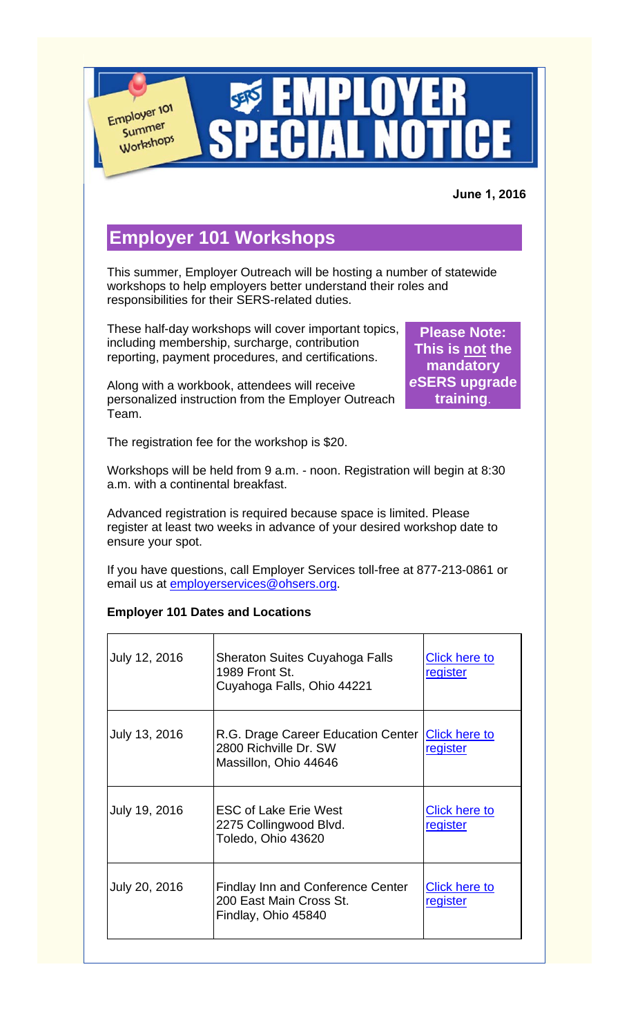Employer 101 Summer Workshops

# EMPLOYER SPECIAL NOTICE

**June 1, 2016**

## Employer 101 Workshops

This summer, Employer Outreach will be hosting a number of statewide workshops to help employers better understand their roles and responsibilities for their SERS-related duties.

These half-day workshops will cover important topics, including membership, surcharge, contribution reporting, payment procedures, and certifications.

**Please Note: This is not the mandatory *e*SERS upgrade training.**

Along with a workbook, attendees will receive personalized instruction from the Employer Outreach Team.

The registration fee for the workshop is $20.

Workshops will be held from 9 a.m. - noon. Registration will begin at 8:30 a.m. with a continental breakfast.

Advanced registration is required because space is limited. Please register at least two weeks in advance of your desired workshop date to ensure your spot.

If you have questions, call Employer Services toll-free at 877-213-0861 or email us at employerservices@ohsers.org.

**Employer 101 Dates and Locations**

| Date | Location | Registration |
|---|---|---|
| July 12, 2016 | Sheraton Suites Cuyahoga Falls<br>1989 Front St.<br>Cuyahoga Falls, Ohio 44221 | Click here to register |
| July 13, 2016 | R.G. Drage Career Education Center<br>2800 Richville Dr. SW<br>Massillon, Ohio 44646 | Click here to register |
| July 19, 2016 | ESC of Lake Erie West<br>2275 Collingwood Blvd.<br>Toledo, Ohio 43620 | Click here to register |
| July 20, 2016 | Findlay Inn and Conference Center<br>200 East Main Cross St.<br>Findlay, Ohio 45840 | Click here to register |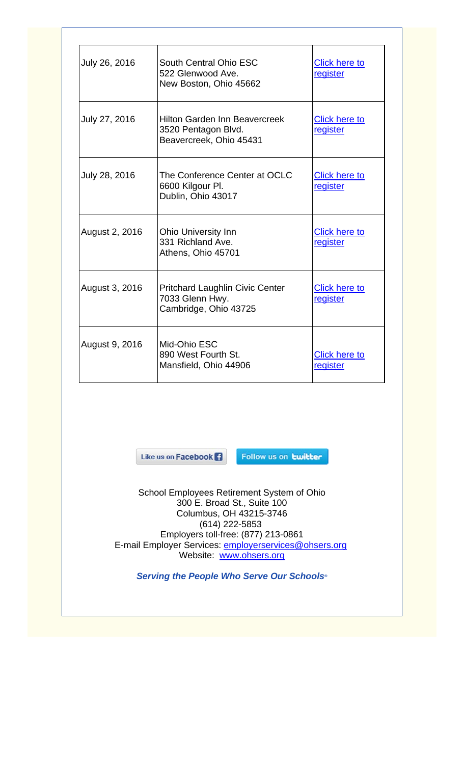| | | |
|---|---|---|
| July 26, 2016 | South Central Ohio ESC<br>522 Glenwood Ave.<br>New Boston, Ohio 45662 | Click here to register |
| July 27, 2016 | Hilton Garden Inn Beavercreek<br>3520 Pentagon Blvd.<br>Beavercreek, Ohio 45431 | Click here to register |
| July 28, 2016 | The Conference Center at OCLC<br>6600 Kilgour Pl.<br>Dublin, Ohio 43017 | Click here to register |
| August 2, 2016 | Ohio University Inn<br>331 Richland Ave.<br>Athens, Ohio 45701 | Click here to register |
| August 3, 2016 | Pritchard Laughlin Civic Center<br>7033 Glenn Hwy.<br>Cambridge, Ohio 43725 | Click here to register |
| August 9, 2016 | Mid-Ohio ESC<br>890 West Fourth St.<br>Mansfield, Ohio 44906 | Click here to register |

Like us on Facebook | Follow us on twitter

School Employees Retirement System of Ohio
300 E. Broad St., Suite 100
Columbus, OH 43215-3746
(614) 222-5853
Employers toll-free: (877) 213-0861
E-mail Employer Services: employerservices@ohsers.org
Website: www.ohsers.org

***Serving the People Who Serve Our Schools®***